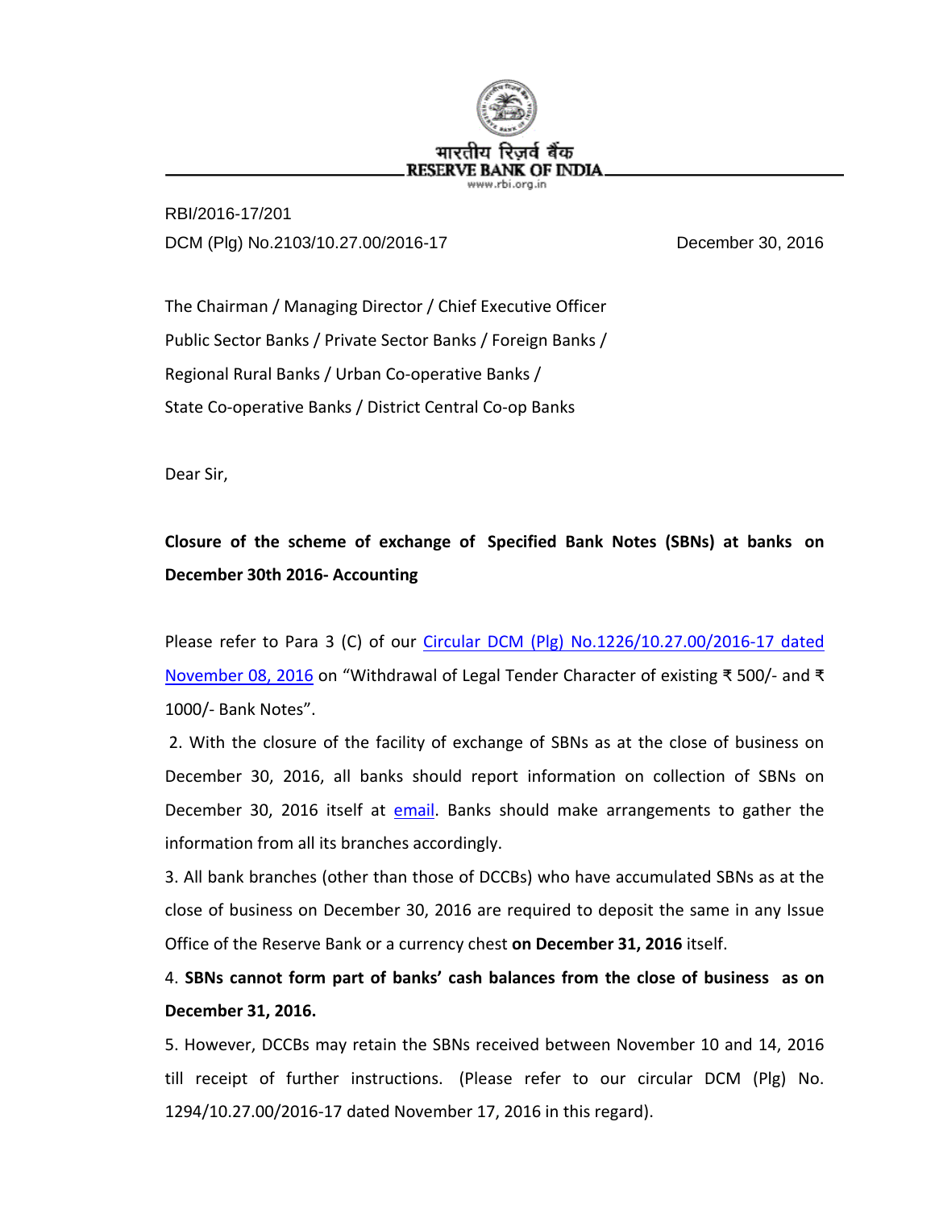भारतीय रिज़र्व बैंक
RESERVE BANK OF INDIA
www.rbi.org.in

RBI/2016-17/201

DCM (Plg) No.2103/10.27.00/2016-17 December 30, 2016

The Chairman / Managing Director / Chief Executive Officer
Public Sector Banks / Private Sector Banks / Foreign Banks /
Regional Rural Banks / Urban Co-operative Banks /
State Co-operative Banks / District Central Co-op Banks

Dear Sir,

**Closure of the scheme of exchange of Specified Bank Notes (SBNs) at banks on December 30th 2016- Accounting**

Please refer to Para 3 (C) of our Circular DCM (Plg) No.1226/10.27.00/2016-17 dated November 08, 2016 on "Withdrawal of Legal Tender Character of existing ₹ 500/- and ₹ 1000/- Bank Notes".

2. With the closure of the facility of exchange of SBNs as at the close of business on December 30, 2016, all banks should report information on collection of SBNs on December 30, 2016 itself at email. Banks should make arrangements to gather the information from all its branches accordingly.

3. All bank branches (other than those of DCCBs) who have accumulated SBNs as at the close of business on December 30, 2016 are required to deposit the same in any Issue Office of the Reserve Bank or a currency chest **on December 31, 2016** itself.

4. **SBNs cannot form part of banks' cash balances from the close of business as on December 31, 2016.**

5. However, DCCBs may retain the SBNs received between November 10 and 14, 2016 till receipt of further instructions. (Please refer to our circular DCM (Plg) No. 1294/10.27.00/2016-17 dated November 17, 2016 in this regard).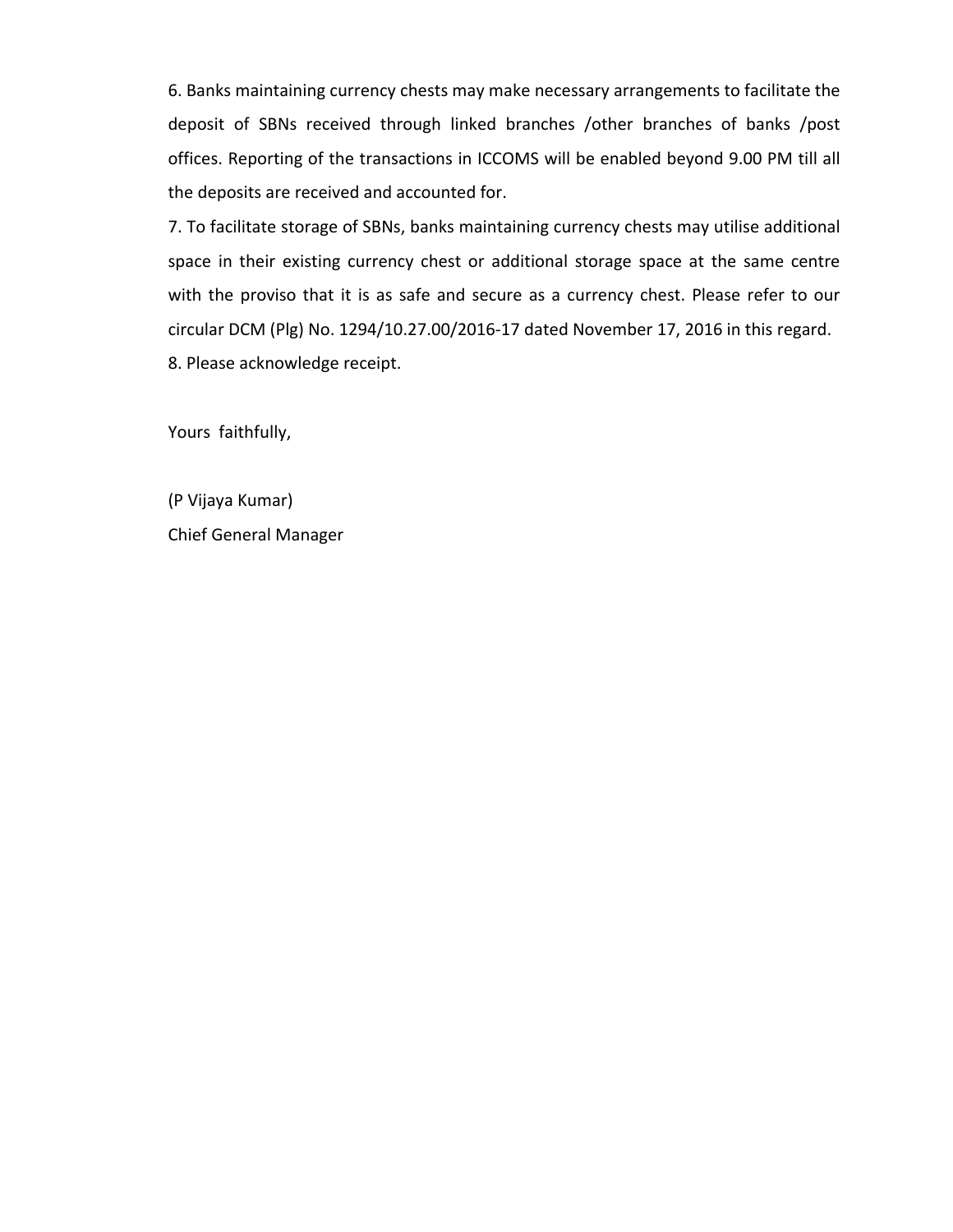6. Banks maintaining currency chests may make necessary arrangements to facilitate the deposit of SBNs received through linked branches /other branches of banks /post offices. Reporting of the transactions in ICCOMS will be enabled beyond 9.00 PM till all the deposits are received and accounted for.

7. To facilitate storage of SBNs, banks maintaining currency chests may utilise additional space in their existing currency chest or additional storage space at the same centre with the proviso that it is as safe and secure as a currency chest. Please refer to our circular DCM (Plg) No. 1294/10.27.00/2016-17 dated November 17, 2016 in this regard.

8. Please acknowledge receipt.

Yours faithfully,

(P Vijaya Kumar)
Chief General Manager